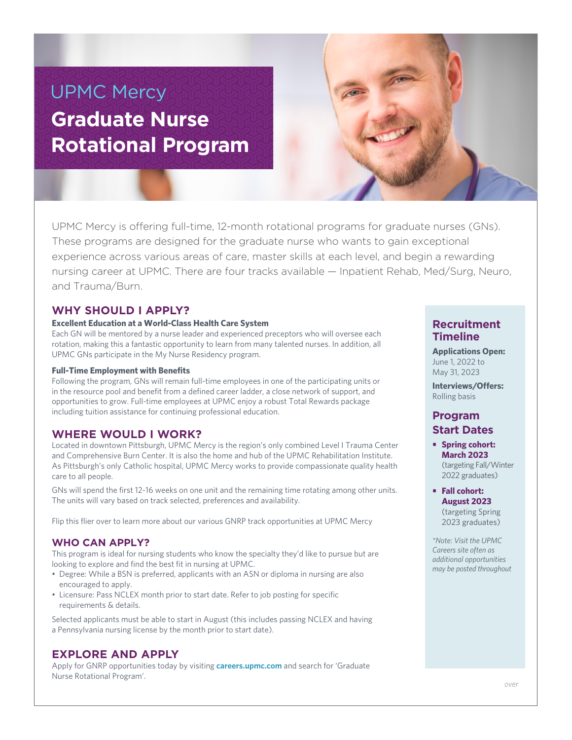# UPMC Mercy Graduate Nurse Rotational Program

UPMC Mercy is offering full-time, 12-month rotational programs for graduate nurses (GNs). These programs are designed for the graduate nurse who wants to gain exceptional experience across various areas of care, master skills at each level, and begin a rewarding nursing career at UPMC. There are four tracks available — Inpatient Rehab, Med/Surg, Neuro, and Trauma/Burn.

## WHY SHOULD I APPLY?

**Excellent Education at a World-Class Health Care System**

Each GN will be mentored by a nurse leader and experienced preceptors who will oversee each rotation, making this a fantastic opportunity to learn from many talented nurses. In addition, all UPMC GNs participate in the My Nurse Residency program.

**Full-Time Employment with Benefits**

Following the program, GNs will remain full-time employees in one of the participating units or in the resource pool and benefit from a defined career ladder, a close network of support, and opportunities to grow. Full-time employees at UPMC enjoy a robust Total Rewards package including tuition assistance for continuing professional education.

## WHERE WOULD I WORK?

Located in downtown Pittsburgh, UPMC Mercy is the region's only combined Level I Trauma Center and Comprehensive Burn Center. It is also the home and hub of the UPMC Rehabilitation Institute. As Pittsburgh's only Catholic hospital, UPMC Mercy works to provide compassionate quality health care to all people.

GNs will spend the first 12-16 weeks on one unit and the remaining time rotating among other units. The units will vary based on track selected, preferences and availability.

Flip this flier over to learn more about our various GNRP track opportunities at UPMC Mercy

## WHO CAN APPLY?

This program is ideal for nursing students who know the specialty they'd like to pursue but are looking to explore and find the best fit in nursing at UPMC.

- Degree: While a BSN is preferred, applicants with an ASN or diploma in nursing are also encouraged to apply.
- Licensure: Pass NCLEX month prior to start date. Refer to job posting for specific requirements & details.

Selected applicants must be able to start in August (this includes passing NCLEX and having a Pennsylvania nursing license by the month prior to start date).

## EXPLORE AND APPLY

Apply for GNRP opportunities today by visiting **careers.upmc.com** and search for 'Graduate Nurse Rotational Program'.

## Recruitment Timeline

**Applications Open:**
June 1, 2022 to May 31, 2023

**Interviews/Offers:**
Rolling basis

## Program Start Dates

- **Spring cohort: March 2023** (targeting Fall/Winter 2022 graduates)
- **Fall cohort: August 2023** (targeting Spring 2023 graduates)

*\*Note: Visit the UPMC Careers site often as additional opportunities may be posted throughout*

over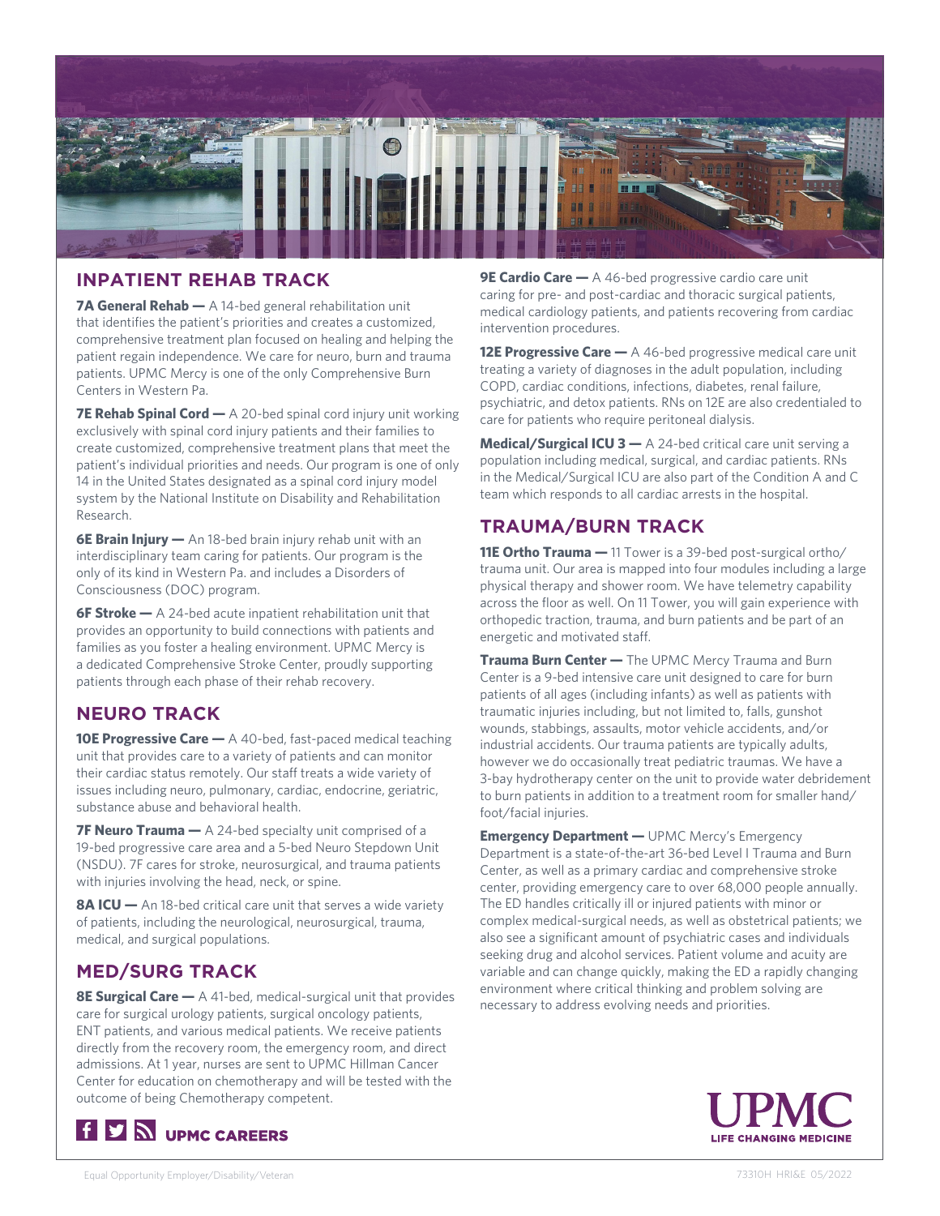## INPATIENT REHAB TRACK

**7A General Rehab —** A 14-bed general rehabilitation unit that identifies the patient's priorities and creates a customized, comprehensive treatment plan focused on healing and helping the patient regain independence. We care for neuro, burn and trauma patients. UPMC Mercy is one of the only Comprehensive Burn Centers in Western Pa.

**7E Rehab Spinal Cord —** A 20-bed spinal cord injury unit working exclusively with spinal cord injury patients and their families to create customized, comprehensive treatment plans that meet the patient's individual priorities and needs. Our program is one of only 14 in the United States designated as a spinal cord injury model system by the National Institute on Disability and Rehabilitation Research.

**6E Brain Injury —** An 18-bed brain injury rehab unit with an interdisciplinary team caring for patients. Our program is the only of its kind in Western Pa. and includes a Disorders of Consciousness (DOC) program.

**6F Stroke —** A 24-bed acute inpatient rehabilitation unit that provides an opportunity to build connections with patients and families as you foster a healing environment. UPMC Mercy is a dedicated Comprehensive Stroke Center, proudly supporting patients through each phase of their rehab recovery.

## NEURO TRACK

**10E Progressive Care —** A 40-bed, fast-paced medical teaching unit that provides care to a variety of patients and can monitor their cardiac status remotely. Our staff treats a wide variety of issues including neuro, pulmonary, cardiac, endocrine, geriatric, substance abuse and behavioral health.

**7F Neuro Trauma —** A 24-bed specialty unit comprised of a 19-bed progressive care area and a 5-bed Neuro Stepdown Unit (NSDU). 7F cares for stroke, neurosurgical, and trauma patients with injuries involving the head, neck, or spine.

**8A ICU —** An 18-bed critical care unit that serves a wide variety of patients, including the neurological, neurosurgical, trauma, medical, and surgical populations.

## MED/SURG TRACK

**8E Surgical Care —** A 41-bed, medical-surgical unit that provides care for surgical urology patients, surgical oncology patients, ENT patients, and various medical patients. We receive patients directly from the recovery room, the emergency room, and direct admissions. At 1 year, nurses are sent to UPMC Hillman Cancer Center for education on chemotherapy and will be tested with the outcome of being Chemotherapy competent.

**9E Cardio Care —** A 46-bed progressive cardio care unit caring for pre- and post-cardiac and thoracic surgical patients, medical cardiology patients, and patients recovering from cardiac intervention procedures.

**12E Progressive Care —** A 46-bed progressive medical care unit treating a variety of diagnoses in the adult population, including COPD, cardiac conditions, infections, diabetes, renal failure, psychiatric, and detox patients. RNs on 12E are also credentialed to care for patients who require peritoneal dialysis.

**Medical/Surgical ICU 3 —** A 24-bed critical care unit serving a population including medical, surgical, and cardiac patients. RNs in the Medical/Surgical ICU are also part of the Condition A and C team which responds to all cardiac arrests in the hospital.

## TRAUMA/BURN TRACK

**11E Ortho Trauma —** 11 Tower is a 39-bed post-surgical ortho/trauma unit. Our area is mapped into four modules including a large physical therapy and shower room. We have telemetry capability across the floor as well. On 11 Tower, you will gain experience with orthopedic traction, trauma, and burn patients and be part of an energetic and motivated staff.

**Trauma Burn Center —** The UPMC Mercy Trauma and Burn Center is a 9-bed intensive care unit designed to care for burn patients of all ages (including infants) as well as patients with traumatic injuries including, but not limited to, falls, gunshot wounds, stabbings, assaults, motor vehicle accidents, and/or industrial accidents. Our trauma patients are typically adults, however we do occasionally treat pediatric traumas. We have a 3-bay hydrotherapy center on the unit to provide water debridement to burn patients in addition to a treatment room for smaller hand/foot/facial injuries.

**Emergency Department —** UPMC Mercy's Emergency Department is a state-of-the-art 36-bed Level I Trauma and Burn Center, as well as a primary cardiac and comprehensive stroke center, providing emergency care to over 68,000 people annually. The ED handles critically ill or injured patients with minor or complex medical-surgical needs, as well as obstetrical patients; we also see a significant amount of psychiatric cases and individuals seeking drug and alcohol services. Patient volume and acuity are variable and can change quickly, making the ED a rapidly changing environment where critical thinking and problem solving are necessary to address evolving needs and priorities.

UPMC CAREERS

UPMC LIFE CHANGING MEDICINE

Equal Opportunity Employer/Disability/Veteran

73310H HRI&E 05/2022